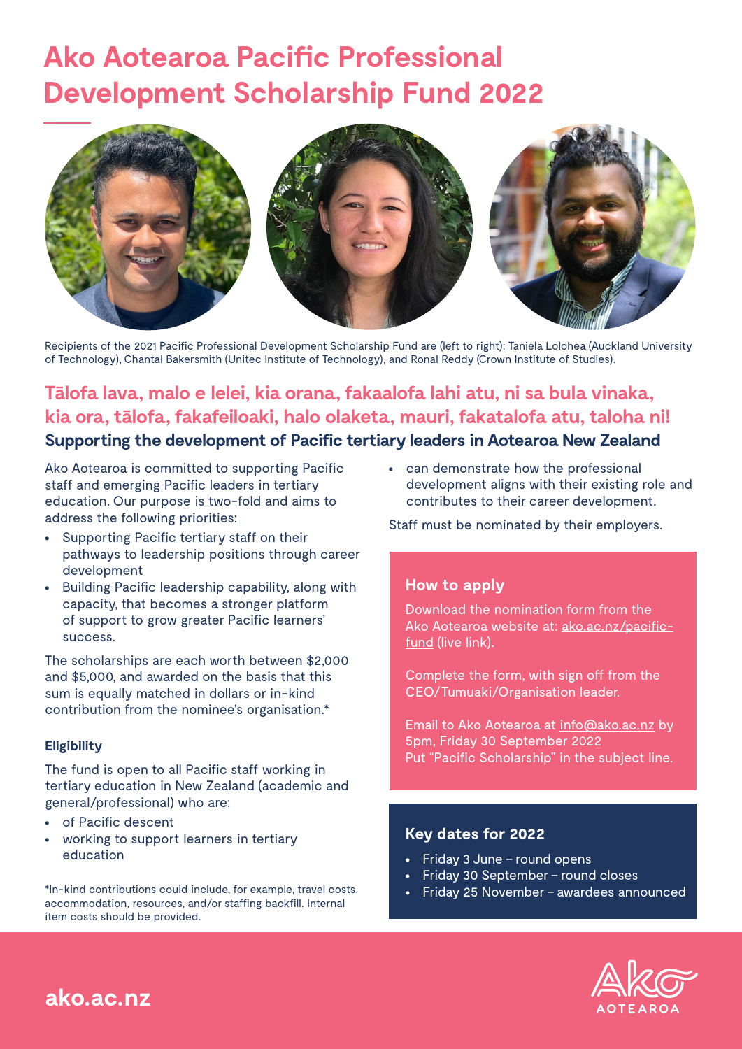# Ako Aotearoa Pacific Professional Development Scholarship Fund 2022

Recipients of the 2021 Pacific Professional Development Scholarship Fund are (left to right): Taniela Lolohea (Auckland University of Technology), Chantal Bakersmith (Unitec Institute of Technology), and Ronal Reddy (Crown Institute of Studies).

## Tālofa lava, malo e lelei, kia orana, fakaalofa lahi atu, ni sa bula vinaka, kia ora, tālofa, fakafeiloaki, halo olaketa, mauri, fakatalofa atu, taloha ni!

### Supporting the development of Pacific tertiary leaders in Aotearoa New Zealand

Ako Aotearoa is committed to supporting Pacific staff and emerging Pacific leaders in tertiary education. Our purpose is two-fold and aims to address the following priorities:

- Supporting Pacific tertiary staff on their pathways to leadership positions through career development
- Building Pacific leadership capability, along with capacity, that becomes a stronger platform of support to grow greater Pacific learners' success.

The scholarships are each worth between $2,000 and $5,000, and awarded on the basis that this sum is equally matched in dollars or in-kind contribution from the nominee's organisation.*

#### Eligibility

The fund is open to all Pacific staff working in tertiary education in New Zealand (academic and general/professional) who are:

- of Pacific descent
- working to support learners in tertiary education
- can demonstrate how the professional development aligns with their existing role and contributes to their career development.

Staff must be nominated by their employers.

*In-kind contributions could include, for example, travel costs, accommodation, resources, and/or staffing backfill. Internal item costs should be provided.

#### How to apply

Download the nomination form from the Ako Aotearoa website at: ako.ac.nz/pacific-fund (live link).

Complete the form, with sign off from the CEO/Tumuaki/Organisation leader.

Email to Ako Aotearoa at info@ako.ac.nz by 5pm, Friday 30 September 2022
Put "Pacific Scholarship" in the subject line.

#### Key dates for 2022

- Friday 3 June – round opens
- Friday 30 September – round closes
- Friday 25 November – awardees announced

ako.ac.nz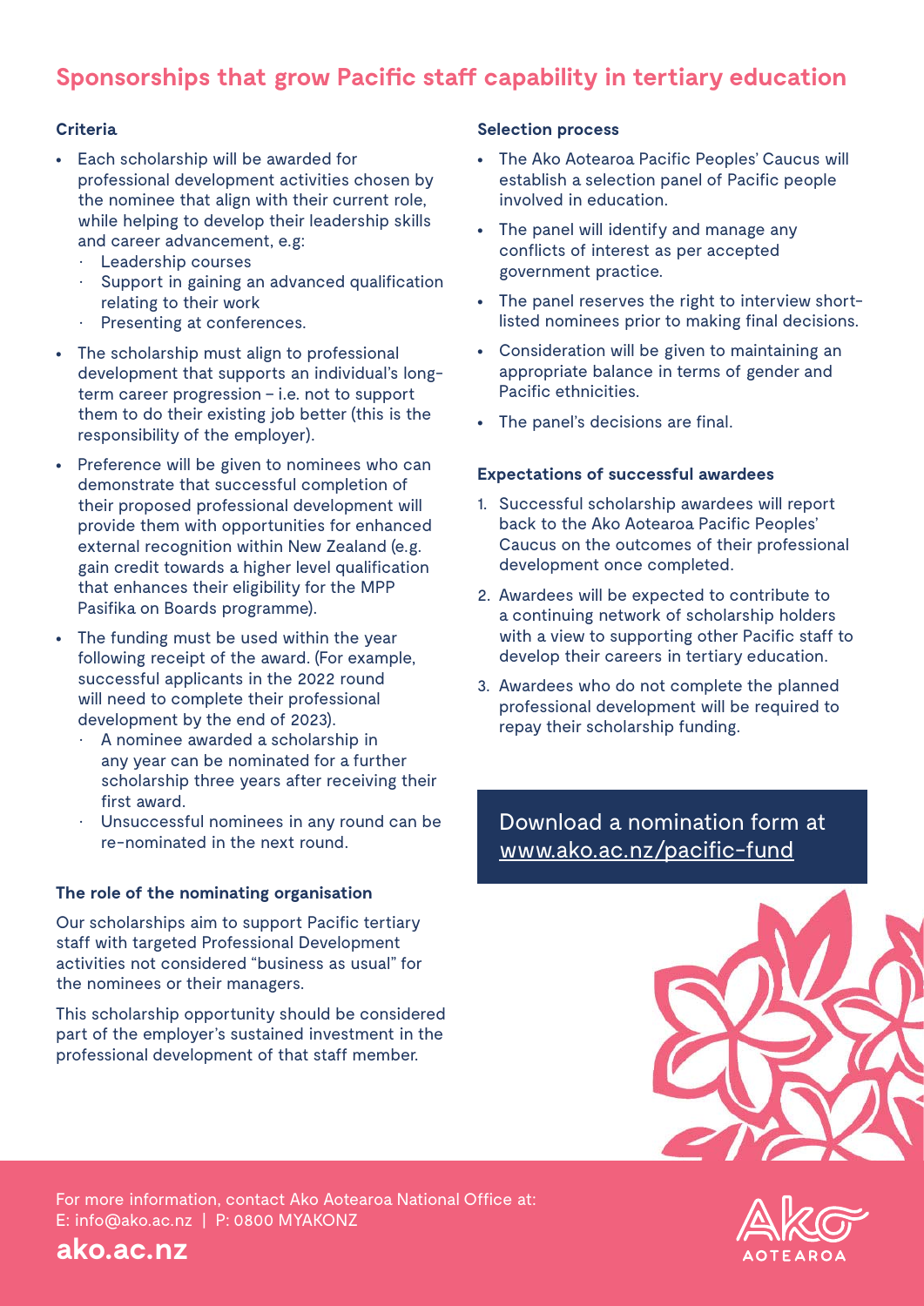# Sponsorships that grow Pacific staff capability in tertiary education

### Criteria

- Each scholarship will be awarded for professional development activities chosen by the nominee that align with their current role, while helping to develop their leadership skills and career advancement, e.g:
  - Leadership courses
  - Support in gaining an advanced qualification relating to their work
  - Presenting at conferences.
- The scholarship must align to professional development that supports an individual's long-term career progression – i.e. not to support them to do their existing job better (this is the responsibility of the employer).
- Preference will be given to nominees who can demonstrate that successful completion of their proposed professional development will provide them with opportunities for enhanced external recognition within New Zealand (e.g. gain credit towards a higher level qualification that enhances their eligibility for the MPP Pasifika on Boards programme).
- The funding must be used within the year following receipt of the award. (For example, successful applicants in the 2022 round will need to complete their professional development by the end of 2023).
  - A nominee awarded a scholarship in any year can be nominated for a further scholarship three years after receiving their first award.
  - Unsuccessful nominees in any round can be re-nominated in the next round.

### The role of the nominating organisation

Our scholarships aim to support Pacific tertiary staff with targeted Professional Development activities not considered "business as usual" for the nominees or their managers.

This scholarship opportunity should be considered part of the employer's sustained investment in the professional development of that staff member.

### Selection process

- The Ako Aotearoa Pacific Peoples' Caucus will establish a selection panel of Pacific people involved in education.
- The panel will identify and manage any conflicts of interest as per accepted government practice.
- The panel reserves the right to interview short-listed nominees prior to making final decisions.
- Consideration will be given to maintaining an appropriate balance in terms of gender and Pacific ethnicities.
- The panel's decisions are final.

### Expectations of successful awardees

1. Successful scholarship awardees will report back to the Ako Aotearoa Pacific Peoples' Caucus on the outcomes of their professional development once completed.
2. Awardees will be expected to contribute to a continuing network of scholarship holders with a view to supporting other Pacific staff to develop their careers in tertiary education.
3. Awardees who do not complete the planned professional development will be required to repay their scholarship funding.

Download a nomination form at www.ako.ac.nz/pacific-fund

For more information, contact Ako Aotearoa National Office at:
E: info@ako.ac.nz | P: 0800 MYAKONZ

**ako.ac.nz**

AKO AOTEAROA